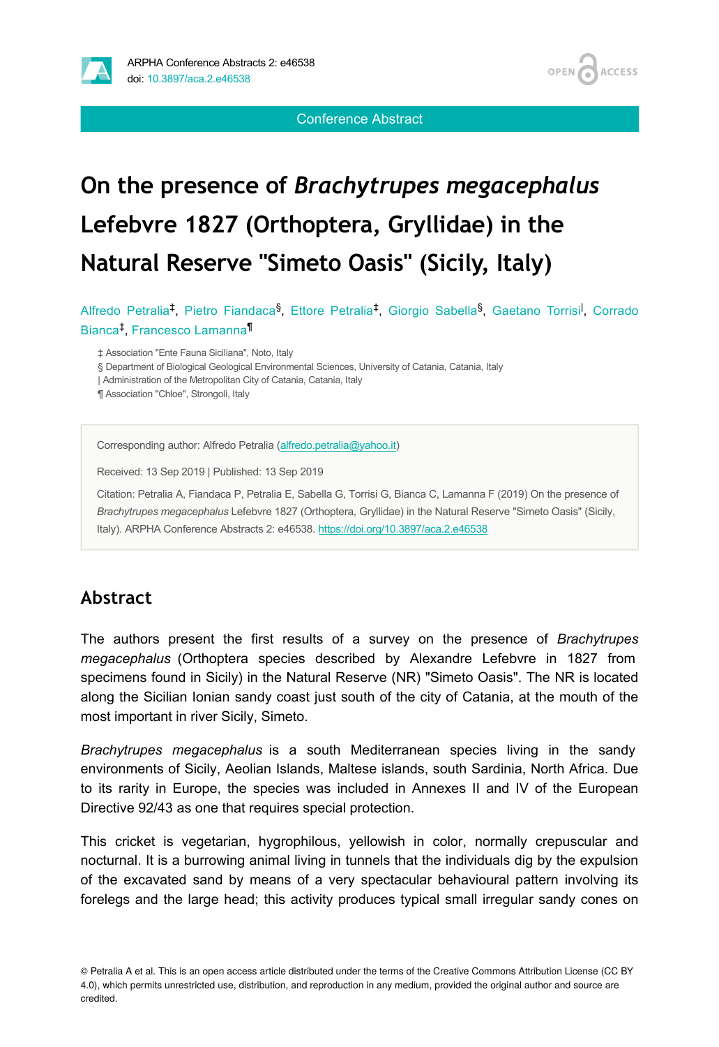Conference Abstract

# On the presence of *Brachytrupes megacephalus* Lefebvre 1827 (Orthoptera, Gryllidae) in the Natural Reserve "Simeto Oasis" (Sicily, Italy)

Alfredo Petralia[‡], Pietro Fiandaca[§], Ettore Petralia[‡], Giorgio Sabella[§], Gaetano Torrisi[|], Corrado Bianca[‡], Francesco Lamanna[¶]

‡ Association "Ente Fauna Siciliana", Noto, Italy
§ Department of Biological Geological Environmental Sciences, University of Catania, Catania, Italy
| Administration of the Metropolitan City of Catania, Catania, Italy
¶ Association "Chloe", Strongoli, Italy

Corresponding author: Alfredo Petralia (alfredo.petralia@yahoo.it)

Received: 13 Sep 2019 | Published: 13 Sep 2019

Citation: Petralia A, Fiandaca P, Petralia E, Sabella G, Torrisi G, Bianca C, Lamanna F (2019) On the presence of *Brachytrupes megacephalus* Lefebvre 1827 (Orthoptera, Gryllidae) in the Natural Reserve "Simeto Oasis" (Sicily, Italy). ARPHA Conference Abstracts 2: e46538. https://doi.org/10.3897/aca.2.e46538

## Abstract

The authors present the first results of a survey on the presence of *Brachytrupes megacephalus* (Orthoptera species described by Alexandre Lefebvre in 1827 from specimens found in Sicily) in the Natural Reserve (NR) "Simeto Oasis". The NR is located along the Sicilian Ionian sandy coast just south of the city of Catania, at the mouth of the most important in river Sicily, Simeto.

*Brachytrupes megacephalus* is a south Mediterranean species living in the sandy environments of Sicily, Aeolian Islands, Maltese islands, south Sardinia, North Africa. Due to its rarity in Europe, the species was included in Annexes II and IV of the European Directive 92/43 as one that requires special protection.

This cricket is vegetarian, hygrophilous, yellowish in color, normally crepuscular and nocturnal. It is a burrowing animal living in tunnels that the individuals dig by the expulsion of the excavated sand by means of a very spectacular behavioural pattern involving its forelegs and the large head; this activity produces typical small irregular sandy cones on

© Petralia A et al. This is an open access article distributed under the terms of the Creative Commons Attribution License (CC BY 4.0), which permits unrestricted use, distribution, and reproduction in any medium, provided the original author and source are credited.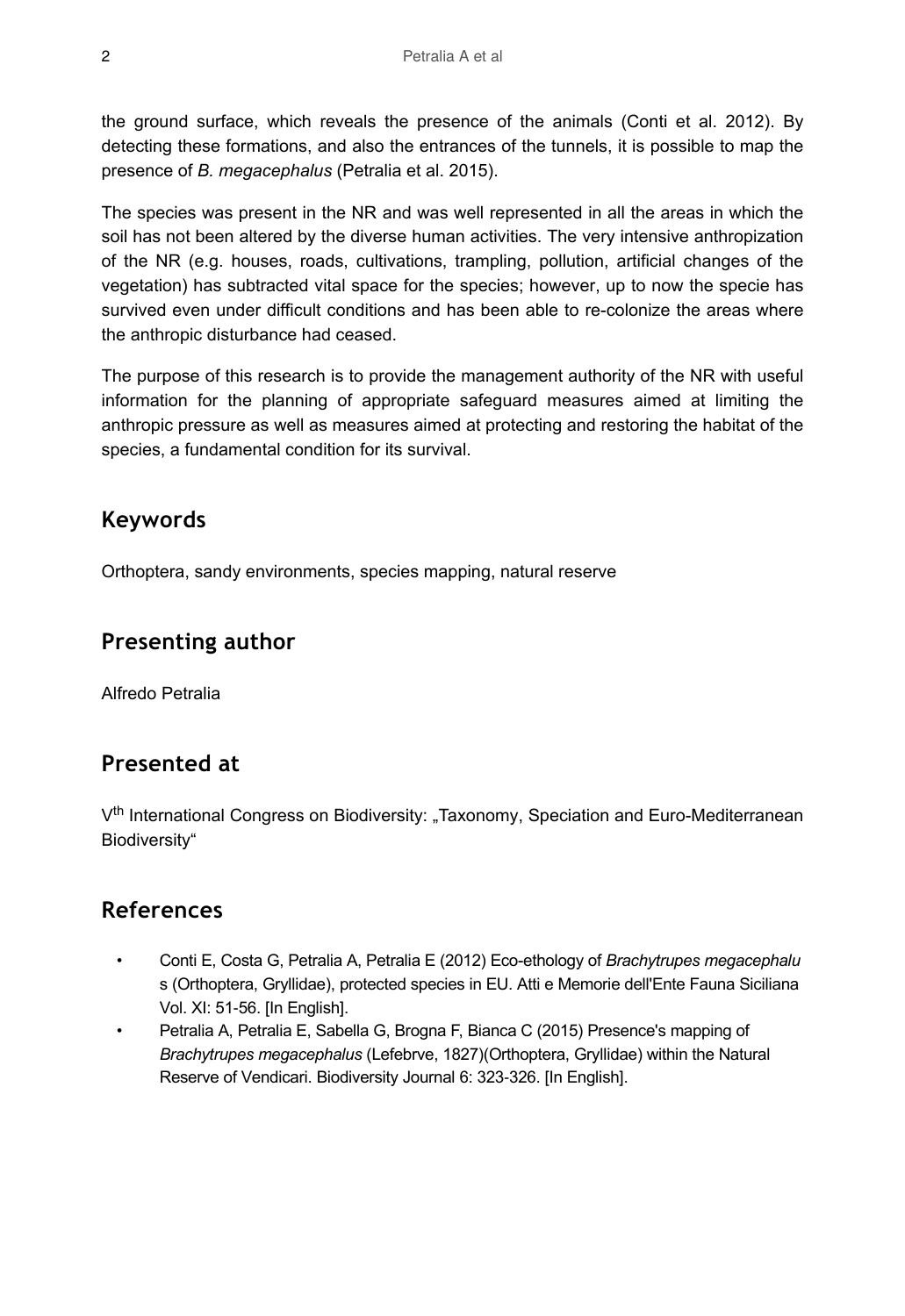the ground surface, which reveals the presence of the animals (Conti et al. 2012). By detecting these formations, and also the entrances of the tunnels, it is possible to map the presence of *B. megacephalus* (Petralia et al. 2015).

The species was present in the NR and was well represented in all the areas in which the soil has not been altered by the diverse human activities. The very intensive anthropization of the NR (e.g. houses, roads, cultivations, trampling, pollution, artificial changes of the vegetation) has subtracted vital space for the species; however, up to now the specie has survived even under difficult conditions and has been able to re-colonize the areas where the anthropic disturbance had ceased.

The purpose of this research is to provide the management authority of the NR with useful information for the planning of appropriate safeguard measures aimed at limiting the anthropic pressure as well as measures aimed at protecting and restoring the habitat of the species, a fundamental condition for its survival.

## Keywords

Orthoptera, sandy environments, species mapping, natural reserve

## Presenting author

Alfredo Petralia

## Presented at

V$^{th}$ International Congress on Biodiversity: „Taxonomy, Speciation and Euro-Mediterranean Biodiversity"

## References

- Conti E, Costa G, Petralia A, Petralia E (2012) Eco-ethology of *Brachytrupes megacephalus* (Orthoptera, Gryllidae), protected species in EU. Atti e Memorie dell'Ente Fauna Siciliana Vol. XI: 51-56. [In English].
- Petralia A, Petralia E, Sabella G, Brogna F, Bianca C (2015) Presence's mapping of *Brachytrupes megacephalus* (Lefebrve, 1827)(Orthoptera, Gryllidae) within the Natural Reserve of Vendicari. Biodiversity Journal 6: 323-326. [In English].